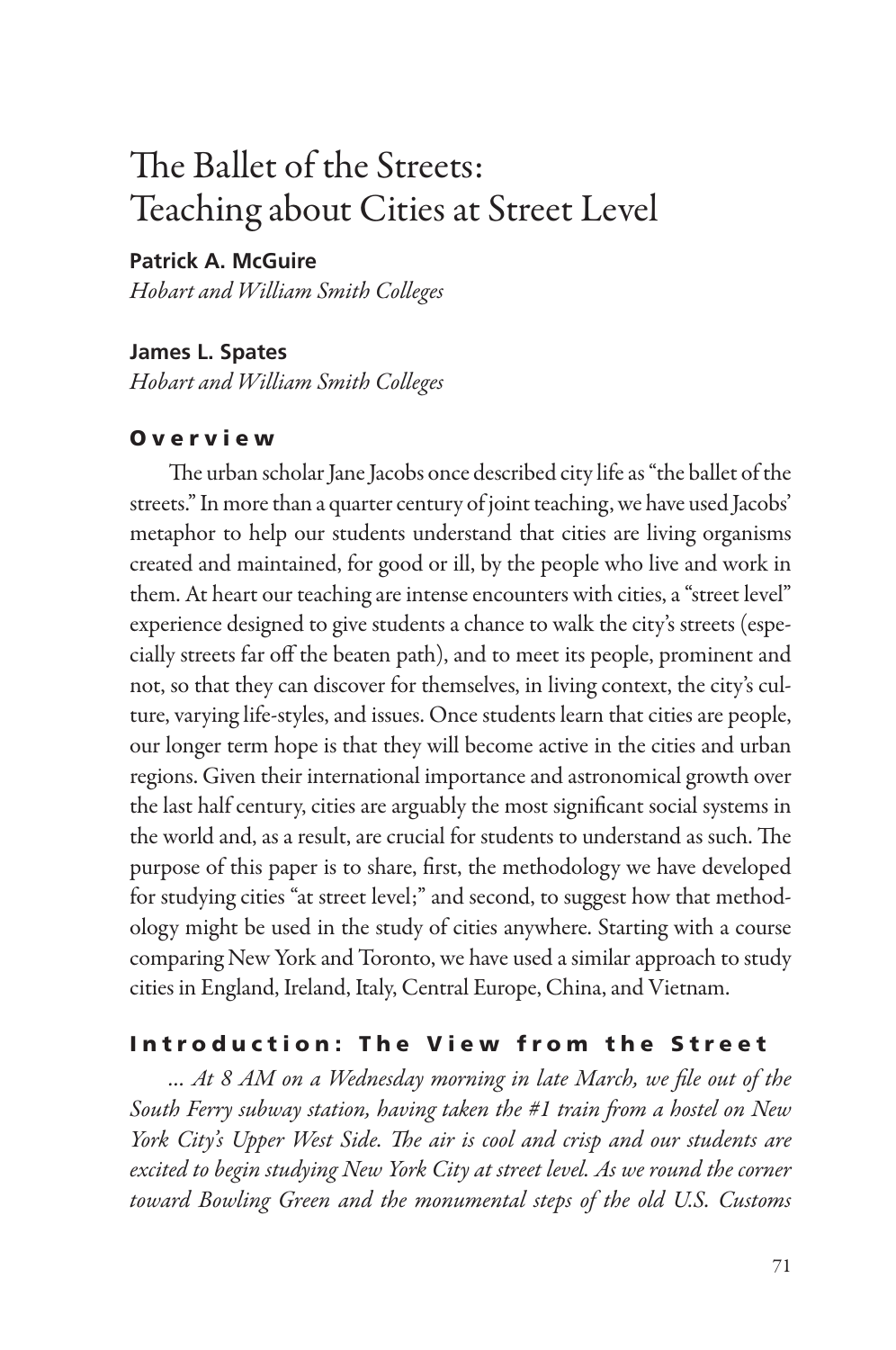# The Ballet of the Streets: Teaching about Cities at Street Level

**Patrick A. McGuire**
*Hobart and William Smith Colleges*

**James L. Spates**
*Hobart and William Smith Colleges*

## Overview

The urban scholar Jane Jacobs once described city life as "the ballet of the streets." In more than a quarter century of joint teaching, we have used Jacobs' metaphor to help our students understand that cities are living organisms created and maintained, for good or ill, by the people who live and work in them. At heart our teaching are intense encounters with cities, a "street level" experience designed to give students a chance to walk the city's streets (especially streets far off the beaten path), and to meet its people, prominent and not, so that they can discover for themselves, in living context, the city's culture, varying life-styles, and issues. Once students learn that cities are people, our longer term hope is that they will become active in the cities and urban regions. Given their international importance and astronomical growth over the last half century, cities are arguably the most significant social systems in the world and, as a result, are crucial for students to understand as such. The purpose of this paper is to share, first, the methodology we have developed for studying cities "at street level;" and second, to suggest how that methodology might be used in the study of cities anywhere. Starting with a course comparing New York and Toronto, we have used a similar approach to study cities in England, Ireland, Italy, Central Europe, China, and Vietnam.

## Introduction: The View from the Street

*... At 8 AM on a Wednesday morning in late March, we file out of the South Ferry subway station, having taken the #1 train from a hostel on New York City's Upper West Side. The air is cool and crisp and our students are excited to begin studying New York City at street level. As we round the corner toward Bowling Green and the monumental steps of the old U.S. Customs*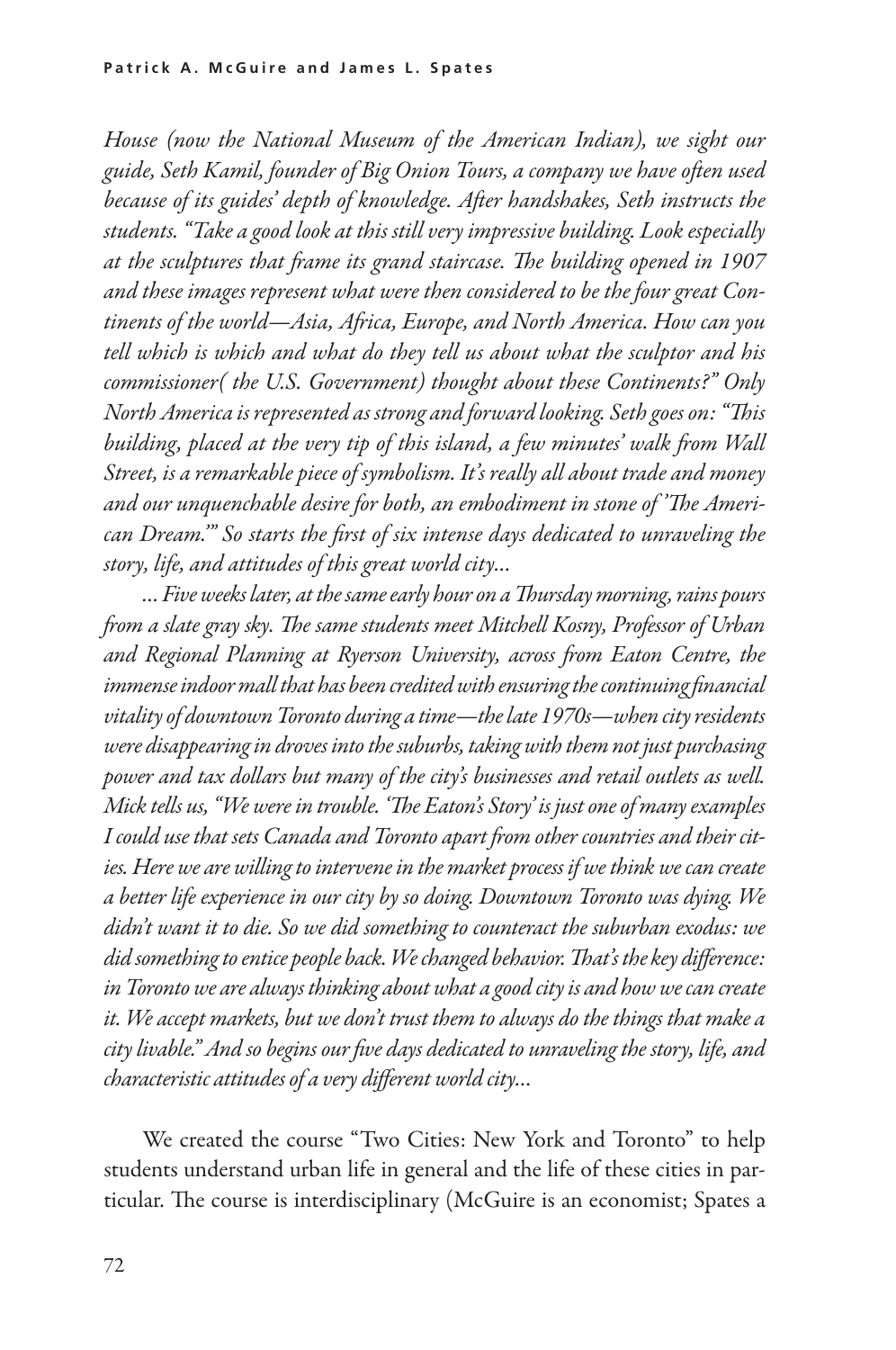*House (now the National Museum of the American Indian), we sight our guide, Seth Kamil, founder of Big Onion Tours, a company we have often used because of its guides' depth of knowledge. After handshakes, Seth instructs the students. "Take a good look at this still very impressive building. Look especially at the sculptures that frame its grand staircase. The building opened in 1907 and these images represent what were then considered to be the four great Continents of the world—Asia, Africa, Europe, and North America. How can you tell which is which and what do they tell us about what the sculptor and his commissioner( the U.S. Government) thought about these Continents?" Only North America is represented as strong and forward looking. Seth goes on: "This building, placed at the very tip of this island, a few minutes' walk from Wall Street, is a remarkable piece of symbolism. It's really all about trade and money and our unquenchable desire for both, an embodiment in stone of 'The American Dream.'" So starts the first of six intense days dedicated to unraveling the story, life, and attitudes of this great world city...*

*... Five weeks later, at the same early hour on a Thursday morning, rains pours from a slate gray sky. The same students meet Mitchell Kosny, Professor of Urban and Regional Planning at Ryerson University, across from Eaton Centre, the immense indoor mall that has been credited with ensuring the continuing financial vitality of downtown Toronto during a time—the late 1970s—when city residents were disappearing in droves into the suburbs, taking with them not just purchasing power and tax dollars but many of the city's businesses and retail outlets as well. Mick tells us, "We were in trouble. 'The Eaton's Story' is just one of many examples I could use that sets Canada and Toronto apart from other countries and their cities. Here we are willing to intervene in the market process if we think we can create a better life experience in our city by so doing. Downtown Toronto was dying. We didn't want it to die. So we did something to counteract the suburban exodus: we did something to entice people back. We changed behavior. That's the key difference: in Toronto we are always thinking about what a good city is and how we can create it. We accept markets, but we don't trust them to always do the things that make a city livable." And so begins our five days dedicated to unraveling the story, life, and characteristic attitudes of a very different world city...*

We created the course "Two Cities: New York and Toronto" to help students understand urban life in general and the life of these cities in particular. The course is interdisciplinary (McGuire is an economist; Spates a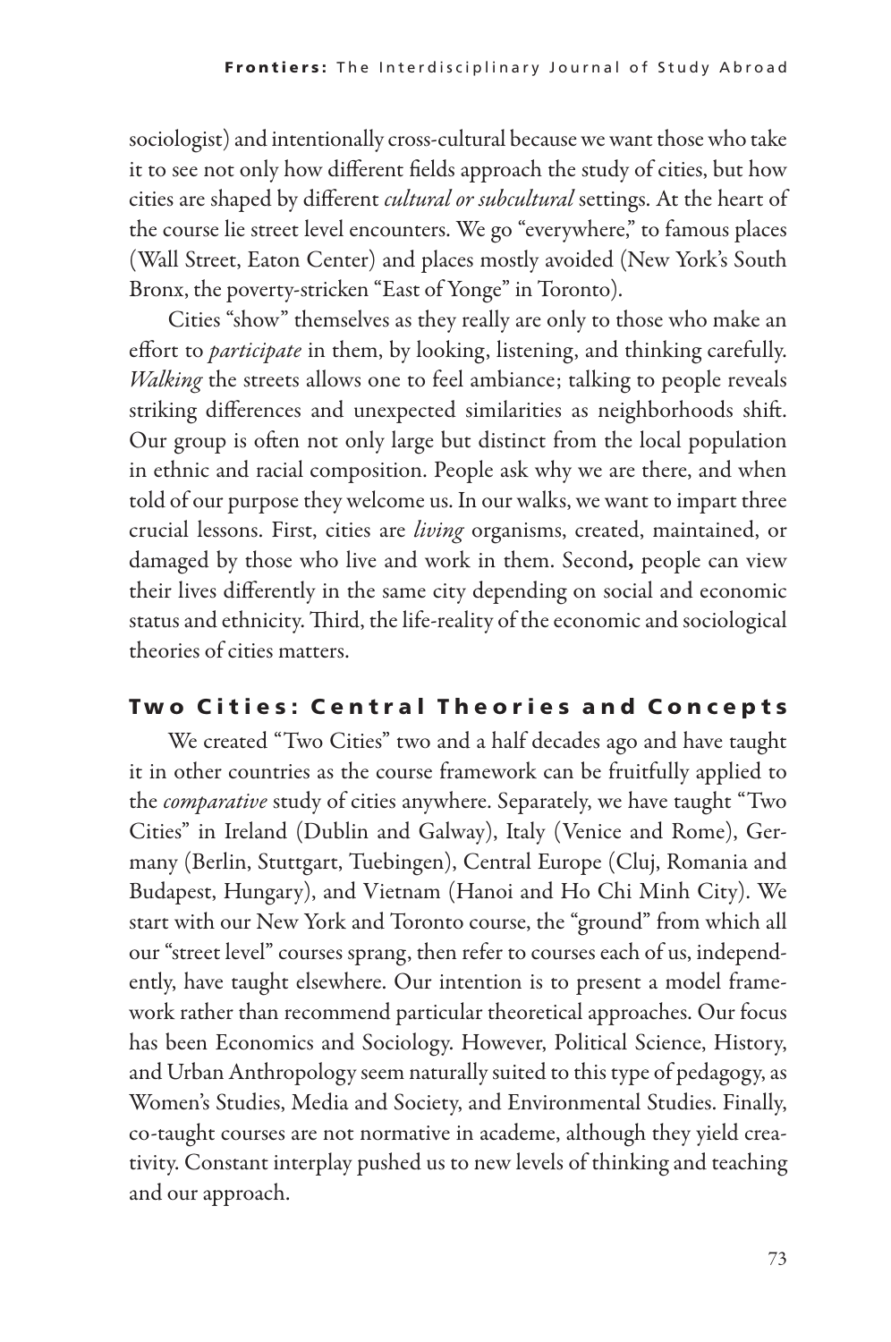sociologist) and intentionally cross-cultural because we want those who take it to see not only how different fields approach the study of cities, but how cities are shaped by different *cultural or subcultural* settings. At the heart of the course lie street level encounters. We go "everywhere," to famous places (Wall Street, Eaton Center) and places mostly avoided (New York's South Bronx, the poverty-stricken "East of Yonge" in Toronto).

Cities "show" themselves as they really are only to those who make an effort to *participate* in them, by looking, listening, and thinking carefully. *Walking* the streets allows one to feel ambiance; talking to people reveals striking differences and unexpected similarities as neighborhoods shift. Our group is often not only large but distinct from the local population in ethnic and racial composition. People ask why we are there, and when told of our purpose they welcome us. In our walks, we want to impart three crucial lessons. First, cities are *living* organisms, created, maintained, or damaged by those who live and work in them. Second**,** people can view their lives differently in the same city depending on social and economic status and ethnicity. Third, the life-reality of the economic and sociological theories of cities matters.

## Two Cities: Central Theories and Concepts

We created "Two Cities" two and a half decades ago and have taught it in other countries as the course framework can be fruitfully applied to the *comparative* study of cities anywhere. Separately, we have taught "Two Cities" in Ireland (Dublin and Galway), Italy (Venice and Rome), Germany (Berlin, Stuttgart, Tuebingen), Central Europe (Cluj, Romania and Budapest, Hungary), and Vietnam (Hanoi and Ho Chi Minh City). We start with our New York and Toronto course, the "ground" from which all our "street level" courses sprang, then refer to courses each of us, independently, have taught elsewhere. Our intention is to present a model framework rather than recommend particular theoretical approaches. Our focus has been Economics and Sociology. However, Political Science, History, and Urban Anthropology seem naturally suited to this type of pedagogy, as Women's Studies, Media and Society, and Environmental Studies. Finally, co-taught courses are not normative in academe, although they yield creativity. Constant interplay pushed us to new levels of thinking and teaching and our approach.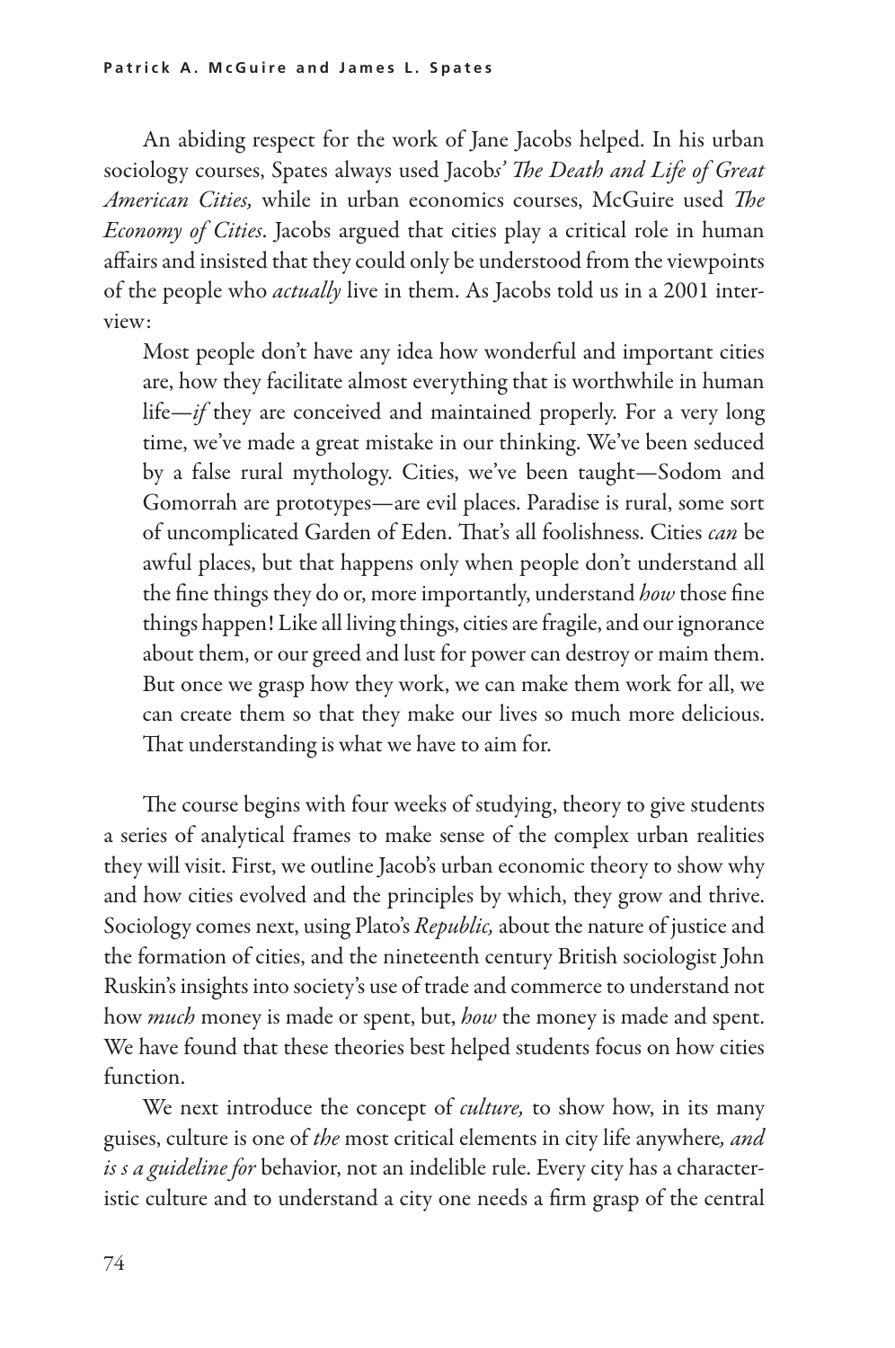An abiding respect for the work of Jane Jacobs helped. In his urban sociology courses, Spates always used Jacob*s' The Death and Life of Great American Cities,* while in urban economics courses, McGuire used *The Economy of Cities*. Jacobs argued that cities play a critical role in human affairs and insisted that they could only be understood from the viewpoints of the people who *actually* live in them. As Jacobs told us in a 2001 interview:

> Most people don't have any idea how wonderful and important cities are, how they facilitate almost everything that is worthwhile in human life—*if* they are conceived and maintained properly. For a very long time, we've made a great mistake in our thinking. We've been seduced by a false rural mythology. Cities, we've been taught—Sodom and Gomorrah are prototypes—are evil places. Paradise is rural, some sort of uncomplicated Garden of Eden. That's all foolishness. Cities *can* be awful places, but that happens only when people don't understand all the fine things they do or, more importantly, understand *how* those fine things happen! Like all living things, cities are fragile, and our ignorance about them, or our greed and lust for power can destroy or maim them. But once we grasp how they work, we can make them work for all, we can create them so that they make our lives so much more delicious. That understanding is what we have to aim for.

The course begins with four weeks of studying, theory to give students a series of analytical frames to make sense of the complex urban realities they will visit. First, we outline Jacob's urban economic theory to show why and how cities evolved and the principles by which, they grow and thrive. Sociology comes next, using Plato's *Republic,* about the nature of justice and the formation of cities, and the nineteenth century British sociologist John Ruskin's insights into society's use of trade and commerce to understand not how *much* money is made or spent, but, *how* the money is made and spent. We have found that these theories best helped students focus on how cities function.

We next introduce the concept of *culture,* to show how, in its many guises, culture is one of *the* most critical elements in city life anywhere*, and is s a guideline for* behavior, not an indelible rule. Every city has a characteristic culture and to understand a city one needs a firm grasp of the central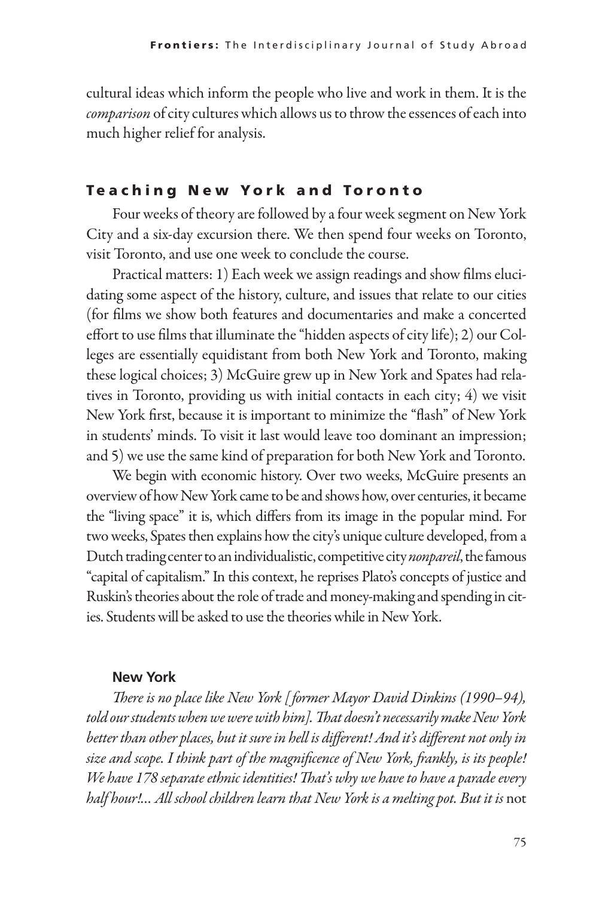cultural ideas which inform the people who live and work in them. It is the *comparison* of city cultures which allows us to throw the essences of each into much higher relief for analysis.

## Teaching New York and Toronto

Four weeks of theory are followed by a four week segment on New York City and a six-day excursion there. We then spend four weeks on Toronto, visit Toronto, and use one week to conclude the course.

Practical matters: 1) Each week we assign readings and show films elucidating some aspect of the history, culture, and issues that relate to our cities (for films we show both features and documentaries and make a concerted effort to use films that illuminate the "hidden aspects of city life); 2) our Colleges are essentially equidistant from both New York and Toronto, making these logical choices; 3) McGuire grew up in New York and Spates had relatives in Toronto, providing us with initial contacts in each city; 4) we visit New York first, because it is important to minimize the "flash" of New York in students' minds. To visit it last would leave too dominant an impression; and 5) we use the same kind of preparation for both New York and Toronto.

We begin with economic history. Over two weeks, McGuire presents an overview of how New York came to be and shows how, over centuries, it became the "living space" it is, which differs from its image in the popular mind. For two weeks, Spates then explains how the city's unique culture developed, from a Dutch trading center to an individualistic, competitive city *nonpareil*, the famous "capital of capitalism." In this context, he reprises Plato's concepts of justice and Ruskin's theories about the role of trade and money-making and spending in cities. Students will be asked to use the theories while in New York.

### New York

*There is no place like New York [former Mayor David Dinkins (1990–94), told our students when we were with him]. That doesn't necessarily make New York better than other places, but it sure in hell is different! And it's different not only in size and scope. I think part of the magnificence of New York, frankly, is its people! We have 178 separate ethnic identities! That's why we have to have a parade every half hour!... All school children learn that New York is a melting pot. But it is* not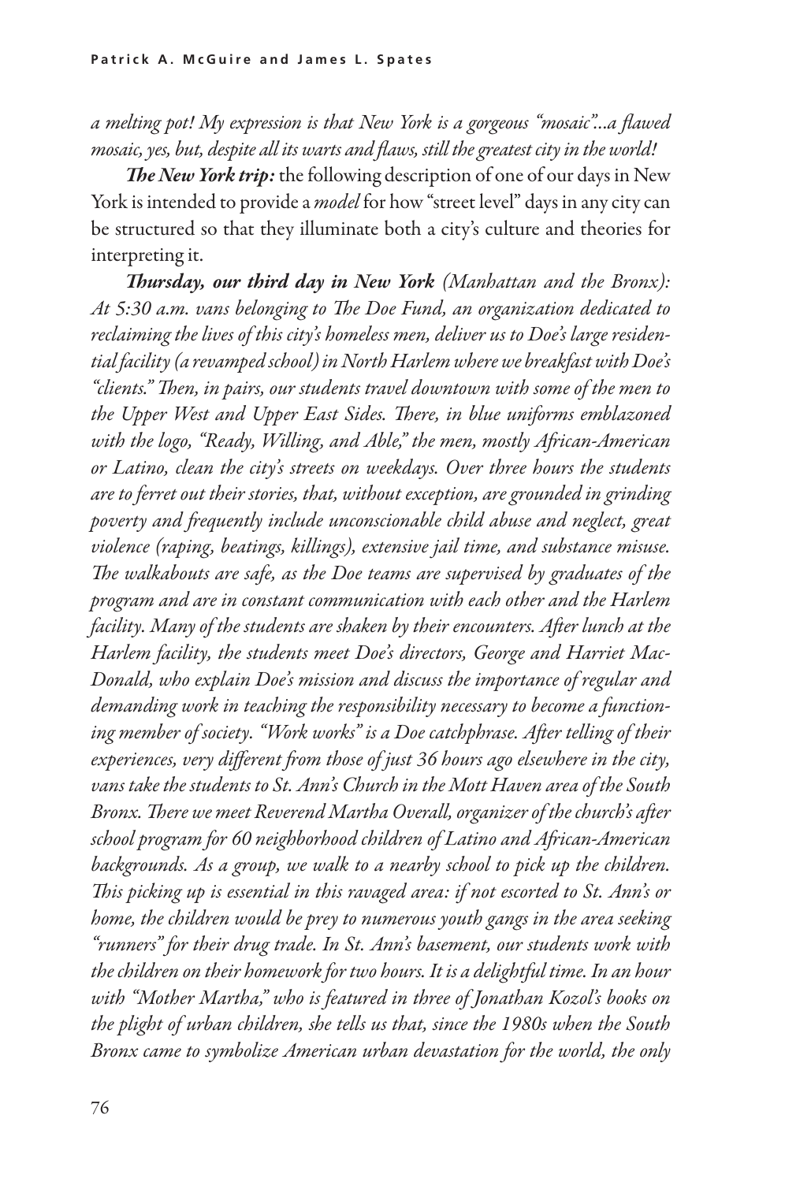*a melting pot! My expression is that New York is a gorgeous "mosaic"...a flawed mosaic, yes, but, despite all its warts and flaws, still the greatest city in the world!*

***The New York trip:*** the following description of one of our days in New York is intended to provide a *model* for how "street level" days in any city can be structured so that they illuminate both a city's culture and theories for interpreting it.

***Thursday, our third day in New York*** *(Manhattan and the Bronx): At 5:30 a.m. vans belonging to The Doe Fund, an organization dedicated to reclaiming the lives of this city's homeless men, deliver us to Doe's large residential facility (a revamped school) in North Harlem where we breakfast with Doe's "clients." Then, in pairs, our students travel downtown with some of the men to the Upper West and Upper East Sides. There, in blue uniforms emblazoned with the logo, "Ready, Willing, and Able," the men, mostly African-American or Latino, clean the city's streets on weekdays. Over three hours the students are to ferret out their stories, that, without exception, are grounded in grinding poverty and frequently include unconscionable child abuse and neglect, great violence (raping, beatings, killings), extensive jail time, and substance misuse. The walkabouts are safe, as the Doe teams are supervised by graduates of the program and are in constant communication with each other and the Harlem facility. Many of the students are shaken by their encounters. After lunch at the Harlem facility, the students meet Doe's directors, George and Harriet MacDonald, who explain Doe's mission and discuss the importance of regular and demanding work in teaching the responsibility necessary to become a functioning member of society. "Work works" is a Doe catchphrase. After telling of their experiences, very different from those of just 36 hours ago elsewhere in the city, vans take the students to St. Ann's Church in the Mott Haven area of the South Bronx. There we meet Reverend Martha Overall, organizer of the church's after school program for 60 neighborhood children of Latino and African-American backgrounds. As a group, we walk to a nearby school to pick up the children. This picking up is essential in this ravaged area: if not escorted to St. Ann's or home, the children would be prey to numerous youth gangs in the area seeking "runners" for their drug trade. In St. Ann's basement, our students work with the children on their homework for two hours. It is a delightful time. In an hour with "Mother Martha," who is featured in three of Jonathan Kozol's books on the plight of urban children, she tells us that, since the 1980s when the South Bronx came to symbolize American urban devastation for the world, the only*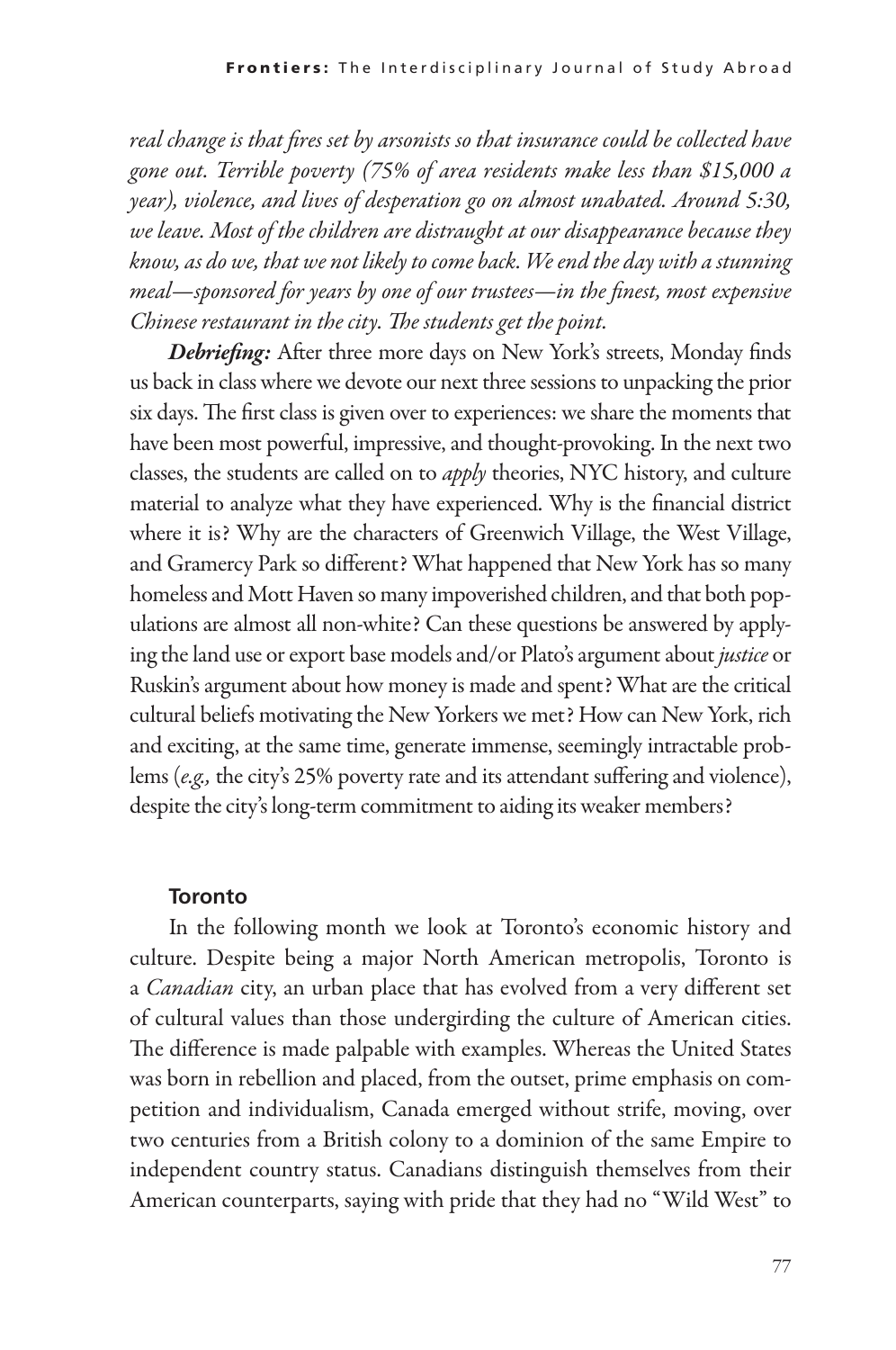*real change is that fires set by arsonists so that insurance could be collected have gone out. Terrible poverty (75% of area residents make less than $15,000 a year), violence, and lives of desperation go on almost unabated. Around 5:30, we leave. Most of the children are distraught at our disappearance because they know, as do we, that we not likely to come back. We end the day with a stunning meal—sponsored for years by one of our trustees—in the finest, most expensive Chinese restaurant in the city. The students get the point.*

***Debriefing:*** After three more days on New York's streets, Monday finds us back in class where we devote our next three sessions to unpacking the prior six days. The first class is given over to experiences: we share the moments that have been most powerful, impressive, and thought-provoking. In the next two classes, the students are called on to *apply* theories, NYC history, and culture material to analyze what they have experienced. Why is the financial district where it is? Why are the characters of Greenwich Village, the West Village, and Gramercy Park so different? What happened that New York has so many homeless and Mott Haven so many impoverished children, and that both populations are almost all non-white? Can these questions be answered by applying the land use or export base models and/or Plato's argument about *justice* or Ruskin's argument about how money is made and spent? What are the critical cultural beliefs motivating the New Yorkers we met? How can New York, rich and exciting, at the same time, generate immense, seemingly intractable problems (*e.g.,* the city's 25% poverty rate and its attendant suffering and violence), despite the city's long-term commitment to aiding its weaker members?

### Toronto

In the following month we look at Toronto's economic history and culture. Despite being a major North American metropolis, Toronto is a *Canadian* city, an urban place that has evolved from a very different set of cultural values than those undergirding the culture of American cities. The difference is made palpable with examples. Whereas the United States was born in rebellion and placed, from the outset, prime emphasis on competition and individualism, Canada emerged without strife, moving, over two centuries from a British colony to a dominion of the same Empire to independent country status. Canadians distinguish themselves from their American counterparts, saying with pride that they had no "Wild West" to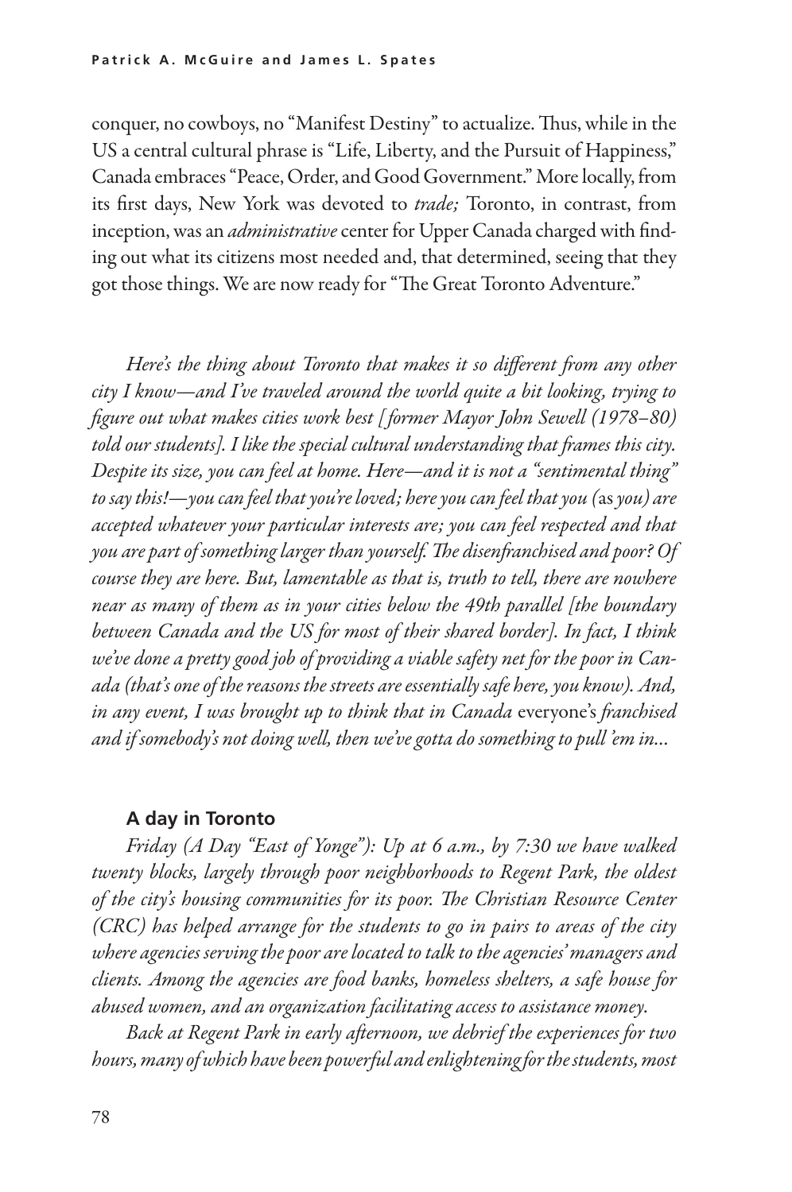conquer, no cowboys, no "Manifest Destiny" to actualize. Thus, while in the US a central cultural phrase is "Life, Liberty, and the Pursuit of Happiness," Canada embraces "Peace, Order, and Good Government." More locally, from its first days, New York was devoted to *trade;* Toronto, in contrast, from inception, was an *administrative* center for Upper Canada charged with finding out what its citizens most needed and, that determined, seeing that they got those things. We are now ready for "The Great Toronto Adventure."

*Here's the thing about Toronto that makes it so different from any other city I know—and I've traveled around the world quite a bit looking, trying to figure out what makes cities work best [former Mayor John Sewell (1978–80) told our students]. I like the special cultural understanding that frames this city. Despite its size, you can feel at home. Here—and it is not a "sentimental thing" to say this!—you can feel that you're loved; here you can feel that you (*as *you) are accepted whatever your particular interests are; you can feel respected and that you are part of something larger than yourself. The disenfranchised and poor? Of course they are here. But, lamentable as that is, truth to tell, there are nowhere near as many of them as in your cities below the 49th parallel [the boundary between Canada and the US for most of their shared border]. In fact, I think we've done a pretty good job of providing a viable safety net for the poor in Canada (that's one of the reasons the streets are essentially safe here, you know). And, in any event, I was brought up to think that in Canada* everyone's *franchised and if somebody's not doing well, then we've gotta do something to pull 'em in...*

### A day in Toronto

*Friday (A Day "East of Yonge"): Up at 6 a.m., by 7:30 we have walked twenty blocks, largely through poor neighborhoods to Regent Park, the oldest of the city's housing communities for its poor. The Christian Resource Center (CRC) has helped arrange for the students to go in pairs to areas of the city where agencies serving the poor are located to talk to the agencies' managers and clients. Among the agencies are food banks, homeless shelters, a safe house for abused women, and an organization facilitating access to assistance money.*

*Back at Regent Park in early afternoon, we debrief the experiences for two hours, many of which have been powerful and enlightening for the students, most*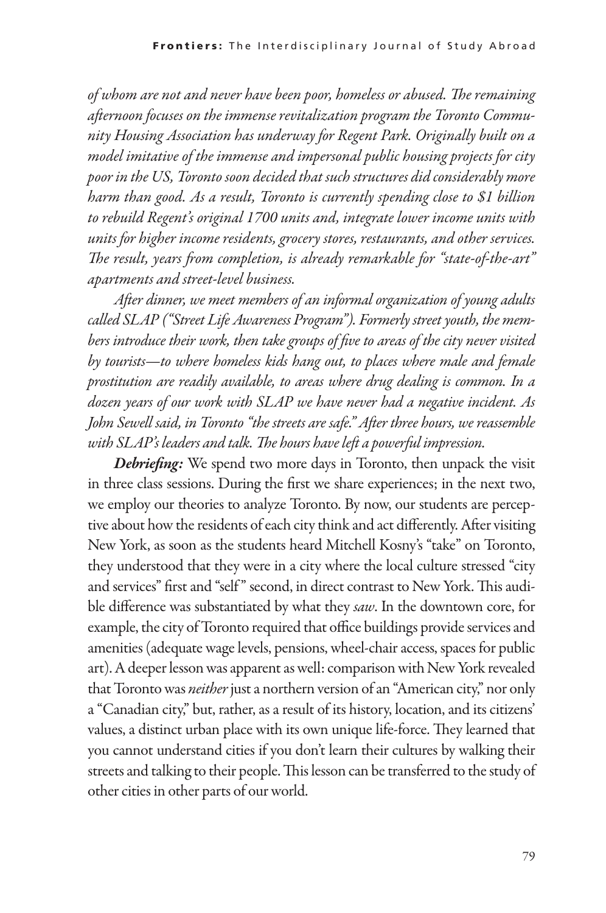*of whom are not and never have been poor, homeless or abused. The remaining afternoon focuses on the immense revitalization program the Toronto Community Housing Association has underway for Regent Park. Originally built on a model imitative of the immense and impersonal public housing projects for city poor in the US, Toronto soon decided that such structures did considerably more harm than good. As a result, Toronto is currently spending close to $1 billion to rebuild Regent's original 1700 units and, integrate lower income units with units for higher income residents, grocery stores, restaurants, and other services. The result, years from completion, is already remarkable for "state-of-the-art" apartments and street-level business.*

*After dinner, we meet members of an informal organization of young adults called SLAP ("Street Life Awareness Program"). Formerly street youth, the members introduce their work, then take groups of five to areas of the city never visited by tourists—to where homeless kids hang out, to places where male and female prostitution are readily available, to areas where drug dealing is common. In a dozen years of our work with SLAP we have never had a negative incident. As John Sewell said, in Toronto "the streets are safe." After three hours, we reassemble with SLAP's leaders and talk. The hours have left a powerful impression.*

***Debriefing:*** We spend two more days in Toronto, then unpack the visit in three class sessions. During the first we share experiences; in the next two, we employ our theories to analyze Toronto. By now, our students are perceptive about how the residents of each city think and act differently. After visiting New York, as soon as the students heard Mitchell Kosny's "take" on Toronto, they understood that they were in a city where the local culture stressed "city and services" first and "self" second, in direct contrast to New York. This audible difference was substantiated by what they *saw*. In the downtown core, for example, the city of Toronto required that office buildings provide services and amenities (adequate wage levels, pensions, wheel-chair access, spaces for public art). A deeper lesson was apparent as well: comparison with New York revealed that Toronto was *neither* just a northern version of an "American city," nor only a "Canadian city," but, rather, as a result of its history, location, and its citizens' values, a distinct urban place with its own unique life-force. They learned that you cannot understand cities if you don't learn their cultures by walking their streets and talking to their people. This lesson can be transferred to the study of other cities in other parts of our world.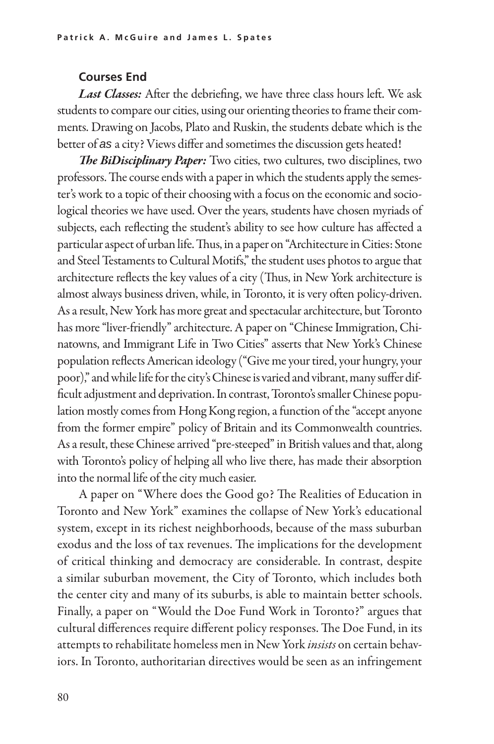### Courses End

***Last Classes:*** After the debriefing, we have three class hours left. We ask students to compare our cities, using our orienting theories to frame their comments. Drawing on Jacobs, Plato and Ruskin, the students debate which is the better of as a city? Views differ and sometimes the discussion gets heated!

***The BiDisciplinary Paper:*** Two cities, two cultures, two disciplines, two professors. The course ends with a paper in which the students apply the semester's work to a topic of their choosing with a focus on the economic and sociological theories we have used. Over the years, students have chosen myriads of subjects, each reflecting the student's ability to see how culture has affected a particular aspect of urban life. Thus, in a paper on "Architecture in Cities: Stone and Steel Testaments to Cultural Motifs," the student uses photos to argue that architecture reflects the key values of a city (Thus, in New York architecture is almost always business driven, while, in Toronto, it is very often policy-driven. As a result, New York has more great and spectacular architecture, but Toronto has more "liver-friendly" architecture. A paper on "Chinese Immigration, Chinatowns, and Immigrant Life in Two Cities" asserts that New York's Chinese population reflects American ideology ("Give me your tired, your hungry, your poor)," and while life for the city's Chinese is varied and vibrant, many suffer difficult adjustment and deprivation. In contrast, Toronto's smaller Chinese population mostly comes from Hong Kong region, a function of the "accept anyone from the former empire" policy of Britain and its Commonwealth countries. As a result, these Chinese arrived "pre-steeped" in British values and that, along with Toronto's policy of helping all who live there, has made their absorption into the normal life of the city much easier.

A paper on "Where does the Good go? The Realities of Education in Toronto and New York" examines the collapse of New York's educational system, except in its richest neighborhoods, because of the mass suburban exodus and the loss of tax revenues. The implications for the development of critical thinking and democracy are considerable. In contrast, despite a similar suburban movement, the City of Toronto, which includes both the center city and many of its suburbs, is able to maintain better schools. Finally, a paper on "Would the Doe Fund Work in Toronto?" argues that cultural differences require different policy responses. The Doe Fund, in its attempts to rehabilitate homeless men in New York *insists* on certain behaviors. In Toronto, authoritarian directives would be seen as an infringement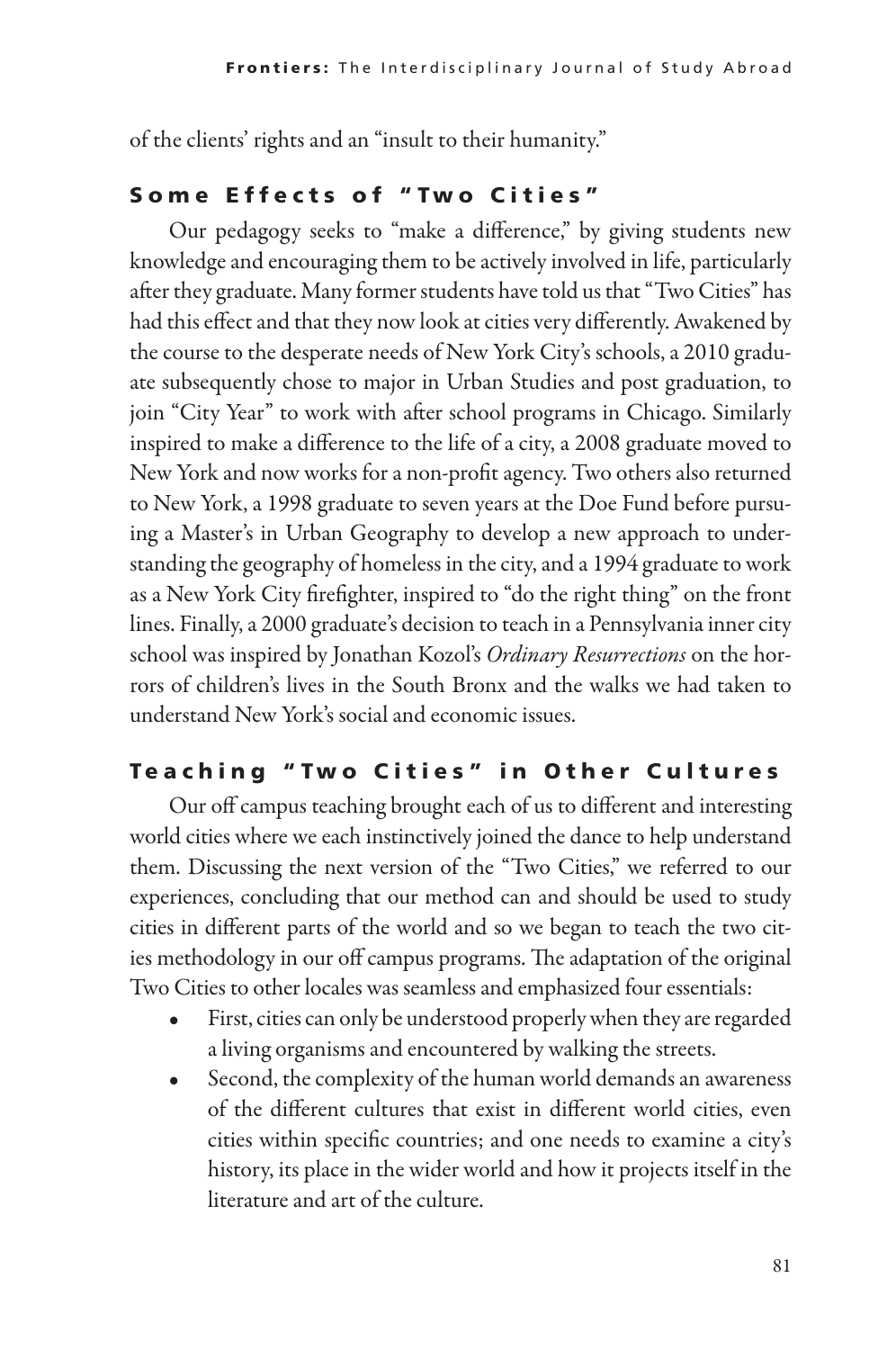of the clients' rights and an "insult to their humanity."

## Some Effects of "Two Cities"

Our pedagogy seeks to "make a difference," by giving students new knowledge and encouraging them to be actively involved in life, particularly after they graduate. Many former students have told us that "Two Cities" has had this effect and that they now look at cities very differently. Awakened by the course to the desperate needs of New York City's schools, a 2010 graduate subsequently chose to major in Urban Studies and post graduation, to join "City Year" to work with after school programs in Chicago. Similarly inspired to make a difference to the life of a city, a 2008 graduate moved to New York and now works for a non-profit agency. Two others also returned to New York, a 1998 graduate to seven years at the Doe Fund before pursuing a Master's in Urban Geography to develop a new approach to understanding the geography of homeless in the city, and a 1994 graduate to work as a New York City firefighter, inspired to "do the right thing" on the front lines. Finally, a 2000 graduate's decision to teach in a Pennsylvania inner city school was inspired by Jonathan Kozol's *Ordinary Resurrections* on the horrors of children's lives in the South Bronx and the walks we had taken to understand New York's social and economic issues.

## Teaching "Two Cities" in Other Cultures

Our off campus teaching brought each of us to different and interesting world cities where we each instinctively joined the dance to help understand them. Discussing the next version of the "Two Cities," we referred to our experiences, concluding that our method can and should be used to study cities in different parts of the world and so we began to teach the two cities methodology in our off campus programs. The adaptation of the original Two Cities to other locales was seamless and emphasized four essentials:

- First, cities can only be understood properly when they are regarded a living organisms and encountered by walking the streets.
- Second, the complexity of the human world demands an awareness of the different cultures that exist in different world cities, even cities within specific countries; and one needs to examine a city's history, its place in the wider world and how it projects itself in the literature and art of the culture.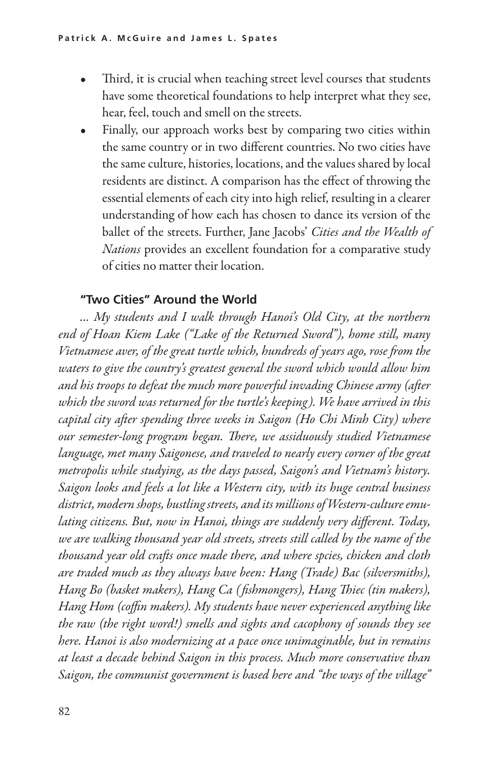- Third, it is crucial when teaching street level courses that students have some theoretical foundations to help interpret what they see, hear, feel, touch and smell on the streets.
- Finally, our approach works best by comparing two cities within the same country or in two different countries. No two cities have the same culture, histories, locations, and the values shared by local residents are distinct. A comparison has the effect of throwing the essential elements of each city into high relief, resulting in a clearer understanding of how each has chosen to dance its version of the ballet of the streets. Further, Jane Jacobs' *Cities and the Wealth of Nations* provides an excellent foundation for a comparative study of cities no matter their location.

### "Two Cities" Around the World

*... My students and I walk through Hanoi's Old City, at the northern end of Hoan Kiem Lake ("Lake of the Returned Sword"), home still, many Vietnamese aver, of the great turtle which, hundreds of years ago, rose from the waters to give the country's greatest general the sword which would allow him and his troops to defeat the much more powerful invading Chinese army (after which the sword was returned for the turtle's keeping). We have arrived in this capital city after spending three weeks in Saigon (Ho Chi Minh City) where our semester-long program began. There, we assiduously studied Vietnamese language, met many Saigonese, and traveled to nearly every corner of the great metropolis while studying, as the days passed, Saigon's and Vietnam's history. Saigon looks and feels a lot like a Western city, with its huge central business district, modern shops, bustling streets, and its millions of Western-culture emulating citizens. But, now in Hanoi, things are suddenly very different. Today, we are walking thousand year old streets, streets still called by the name of the thousand year old crafts once made there, and where spcies, chicken and cloth are traded much as they always have been: Hang (Trade) Bac (silversmiths), Hang Bo (basket makers), Hang Ca (fishmongers), Hang Thiec (tin makers), Hang Hom (coffin makers). My students have never experienced anything like the raw (the right word!) smells and sights and cacophony of sounds they see here. Hanoi is also modernizing at a pace once unimaginable, but in remains at least a decade behind Saigon in this process. Much more conservative than Saigon, the communist government is based here and "the ways of the village"*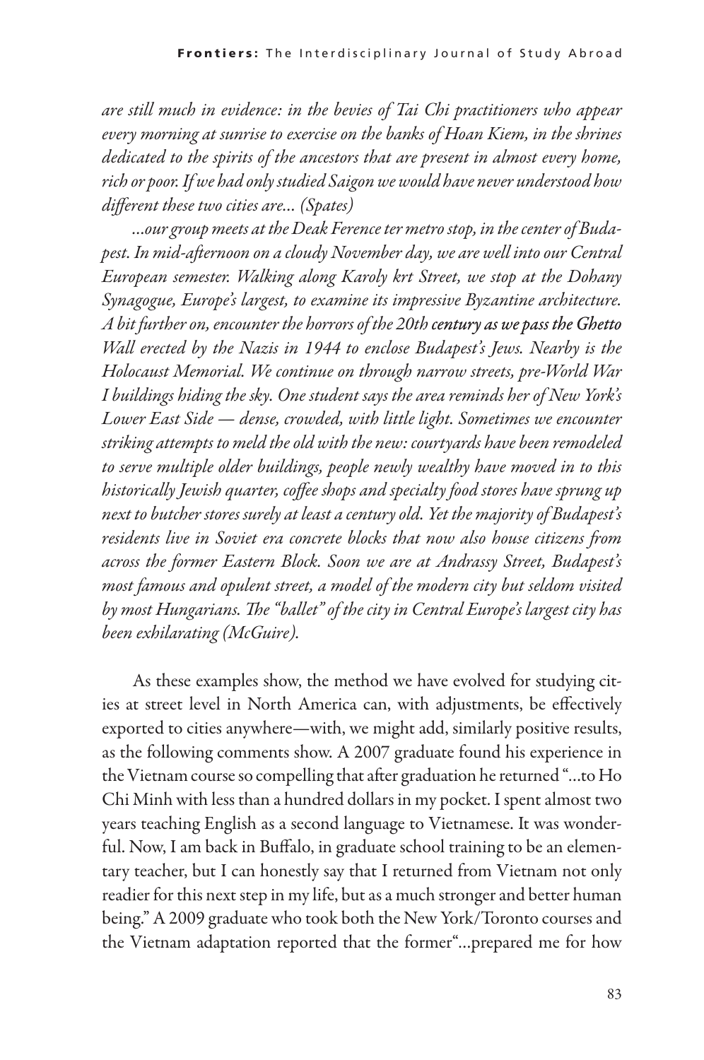*are still much in evidence: in the bevies of Tai Chi practitioners who appear every morning at sunrise to exercise on the banks of Hoan Kiem, in the shrines dedicated to the spirits of the ancestors that are present in almost every home, rich or poor. If we had only studied Saigon we would have never understood how different these two cities are... (Spates)*

*...our group meets at the Deak Ference ter metro stop, in the center of Budapest. In mid-afternoon on a cloudy November day, we are well into our Central European semester. Walking along Karoly krt Street, we stop at the Dohany Synagogue, Europe's largest, to examine its impressive Byzantine architecture. A bit further on, encounter the horrors of the 20th* ***century as we pass the Ghetto*** *Wall erected by the Nazis in 1944 to enclose Budapest's Jews. Nearby is the Holocaust Memorial. We continue on through narrow streets, pre-World War I buildings hiding the sky. One student says the area reminds her of New York's Lower East Side — dense, crowded, with little light. Sometimes we encounter striking attempts to meld the old with the new: courtyards have been remodeled to serve multiple older buildings, people newly wealthy have moved in to this historically Jewish quarter, coffee shops and specialty food stores have sprung up next to butcher stores surely at least a century old. Yet the majority of Budapest's residents live in Soviet era concrete blocks that now also house citizens from across the former Eastern Block. Soon we are at Andrassy Street, Budapest's most famous and opulent street, a model of the modern city but seldom visited by most Hungarians. The "ballet" of the city in Central Europe's largest city has been exhilarating (McGuire).*

As these examples show, the method we have evolved for studying cities at street level in North America can, with adjustments, be effectively exported to cities anywhere—with, we might add, similarly positive results, as the following comments show. A 2007 graduate found his experience in the Vietnam course so compelling that after graduation he returned "...to Ho Chi Minh with less than a hundred dollars in my pocket. I spent almost two years teaching English as a second language to Vietnamese. It was wonderful. Now, I am back in Buffalo, in graduate school training to be an elementary teacher, but I can honestly say that I returned from Vietnam not only readier for this next step in my life, but as a much stronger and better human being." A 2009 graduate who took both the New York/Toronto courses and the Vietnam adaptation reported that the former"...prepared me for how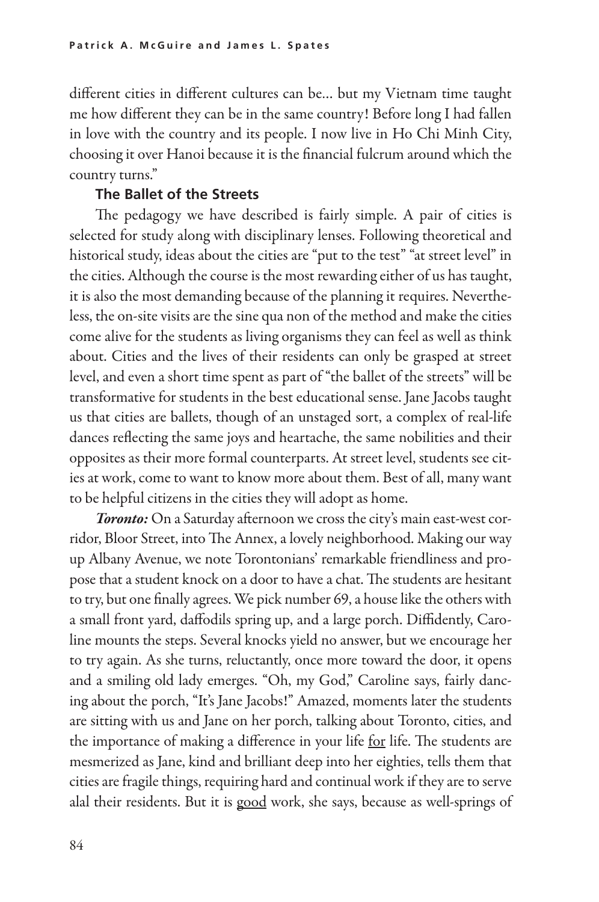different cities in different cultures can be… but my Vietnam time taught me how different they can be in the same country! Before long I had fallen in love with the country and its people. I now live in Ho Chi Minh City, choosing it over Hanoi because it is the financial fulcrum around which the country turns."

**The Ballet of the Streets**

The pedagogy we have described is fairly simple. A pair of cities is selected for study along with disciplinary lenses. Following theoretical and historical study, ideas about the cities are "put to the test" "at street level" in the cities. Although the course is the most rewarding either of us has taught, it is also the most demanding because of the planning it requires. Nevertheless, the on-site visits are the sine qua non of the method and make the cities come alive for the students as living organisms they can feel as well as think about. Cities and the lives of their residents can only be grasped at street level, and even a short time spent as part of "the ballet of the streets" will be transformative for students in the best educational sense. Jane Jacobs taught us that cities are ballets, though of an unstaged sort, a complex of real-life dances reflecting the same joys and heartache, the same nobilities and their opposites as their more formal counterparts. At street level, students see cities at work, come to want to know more about them. Best of all, many want to be helpful citizens in the cities they will adopt as home.

***Toronto:*** On a Saturday afternoon we cross the city's main east-west corridor, Bloor Street, into The Annex, a lovely neighborhood. Making our way up Albany Avenue, we note Torontonians' remarkable friendliness and propose that a student knock on a door to have a chat. The students are hesitant to try, but one finally agrees. We pick number 69, a house like the others with a small front yard, daffodils spring up, and a large porch. Diffidently, Caroline mounts the steps. Several knocks yield no answer, but we encourage her to try again. As she turns, reluctantly, once more toward the door, it opens and a smiling old lady emerges. "Oh, my God," Caroline says, fairly dancing about the porch, "It's Jane Jacobs!" Amazed, moments later the students are sitting with us and Jane on her porch, talking about Toronto, cities, and the importance of making a difference in your life <u>for</u> life. The students are mesmerized as Jane, kind and brilliant deep into her eighties, tells them that cities are fragile things, requiring hard and continual work if they are to serve alal their residents. But it is <u>good</u> work, she says, because as well-springs of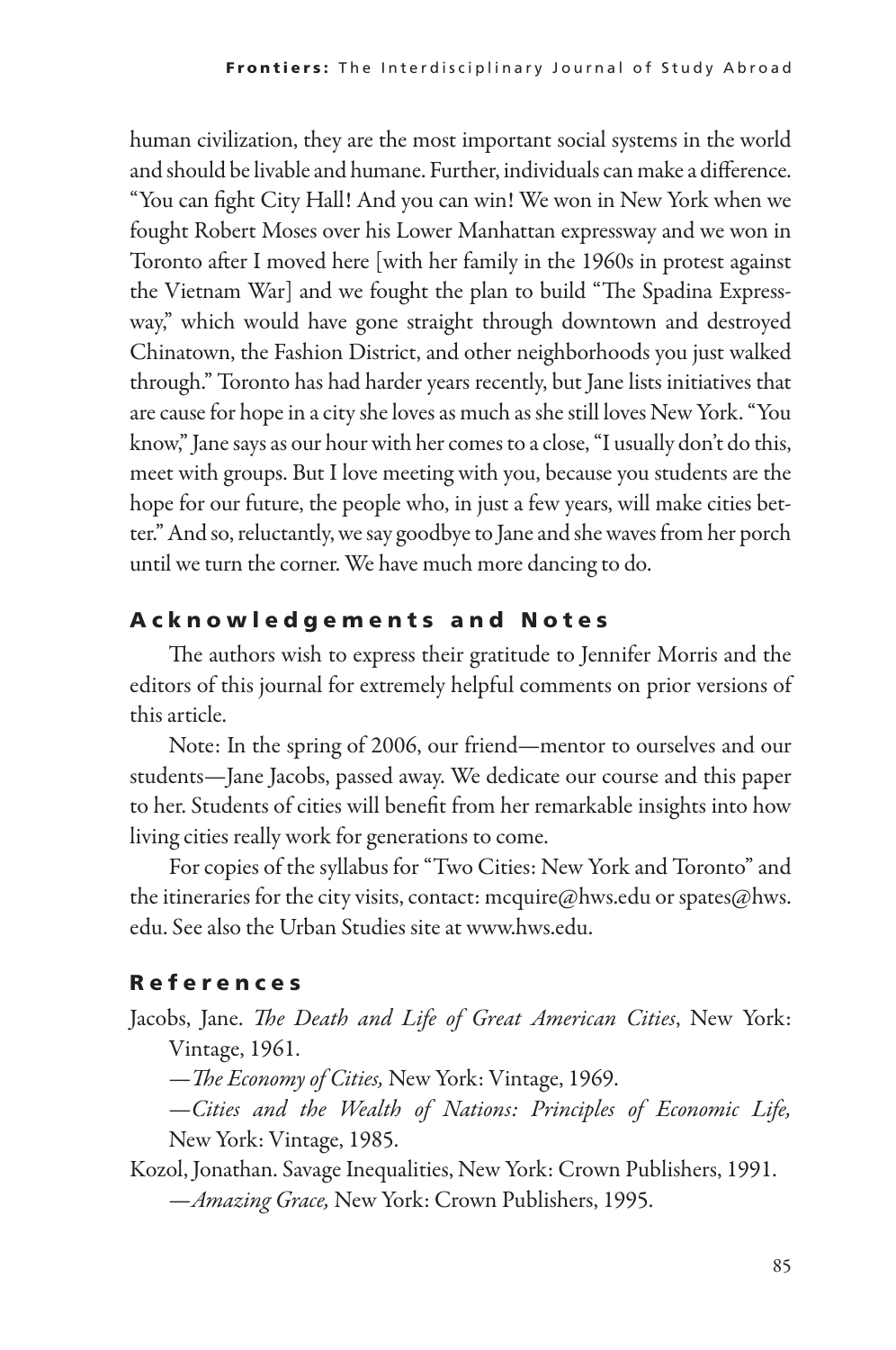human civilization, they are the most important social systems in the world and should be livable and humane. Further, individuals can make a difference. "You can fight City Hall! And you can win! We won in New York when we fought Robert Moses over his Lower Manhattan expressway and we won in Toronto after I moved here [with her family in the 1960s in protest against the Vietnam War] and we fought the plan to build "The Spadina Expressway," which would have gone straight through downtown and destroyed Chinatown, the Fashion District, and other neighborhoods you just walked through." Toronto has had harder years recently, but Jane lists initiatives that are cause for hope in a city she loves as much as she still loves New York. "You know," Jane says as our hour with her comes to a close, "I usually don't do this, meet with groups. But I love meeting with you, because you students are the hope for our future, the people who, in just a few years, will make cities better." And so, reluctantly, we say goodbye to Jane and she waves from her porch until we turn the corner. We have much more dancing to do.

## Acknowledgements and Notes

The authors wish to express their gratitude to Jennifer Morris and the editors of this journal for extremely helpful comments on prior versions of this article.

Note: In the spring of 2006, our friend—mentor to ourselves and our students—Jane Jacobs, passed away. We dedicate our course and this paper to her. Students of cities will benefit from her remarkable insights into how living cities really work for generations to come.

For copies of the syllabus for "Two Cities: New York and Toronto" and the itineraries for the city visits, contact: mcquire@hws.edu or spates@hws.edu. See also the Urban Studies site at www.hws.edu.

## References

Jacobs, Jane. *The Death and Life of Great American Cities*, New York: Vintage, 1961.

—*The Economy of Cities,* New York: Vintage, 1969.

—*Cities and the Wealth of Nations: Principles of Economic Life,* New York: Vintage, 1985.

Kozol, Jonathan. Savage Inequalities, New York: Crown Publishers, 1991.

—*Amazing Grace,* New York: Crown Publishers, 1995.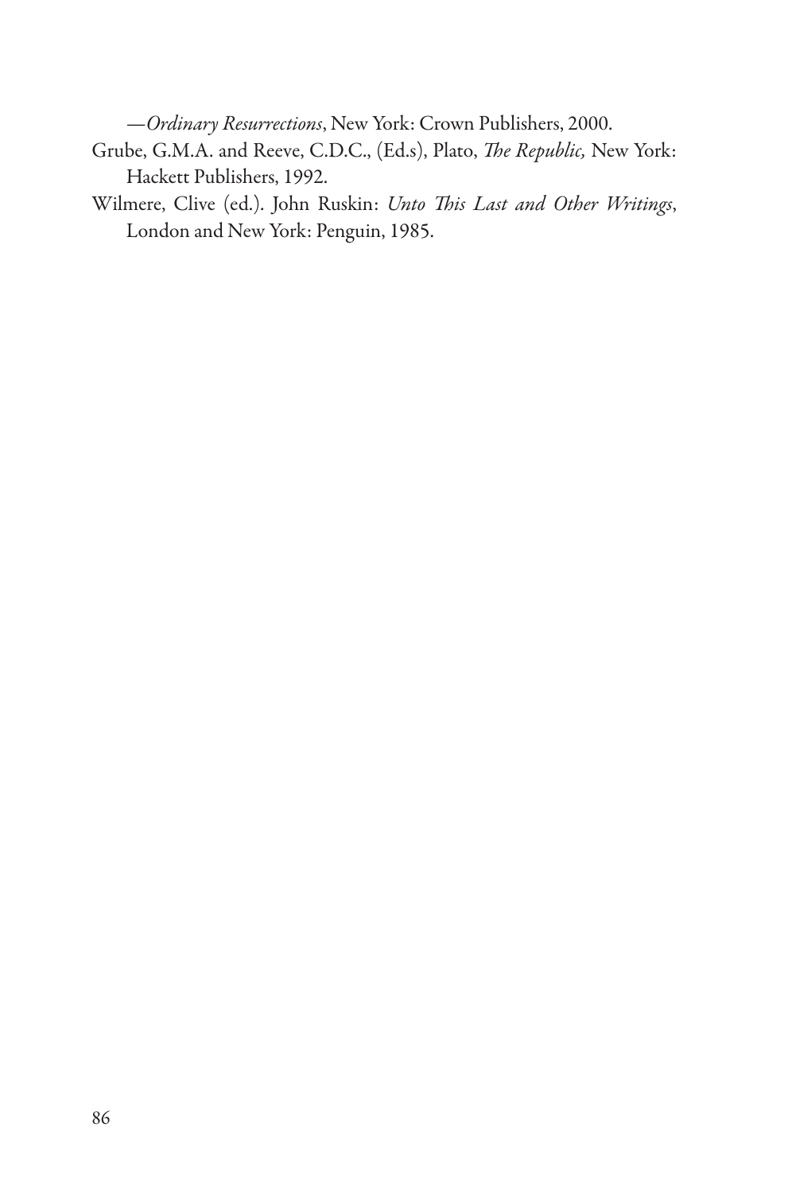—*Ordinary Resurrections*, New York: Crown Publishers, 2000.

Grube, G.M.A. and Reeve, C.D.C., (Ed.s), Plato, *The Republic,* New York: Hackett Publishers, 1992.

Wilmere, Clive (ed.). John Ruskin: *Unto This Last and Other Writings*, London and New York: Penguin, 1985.